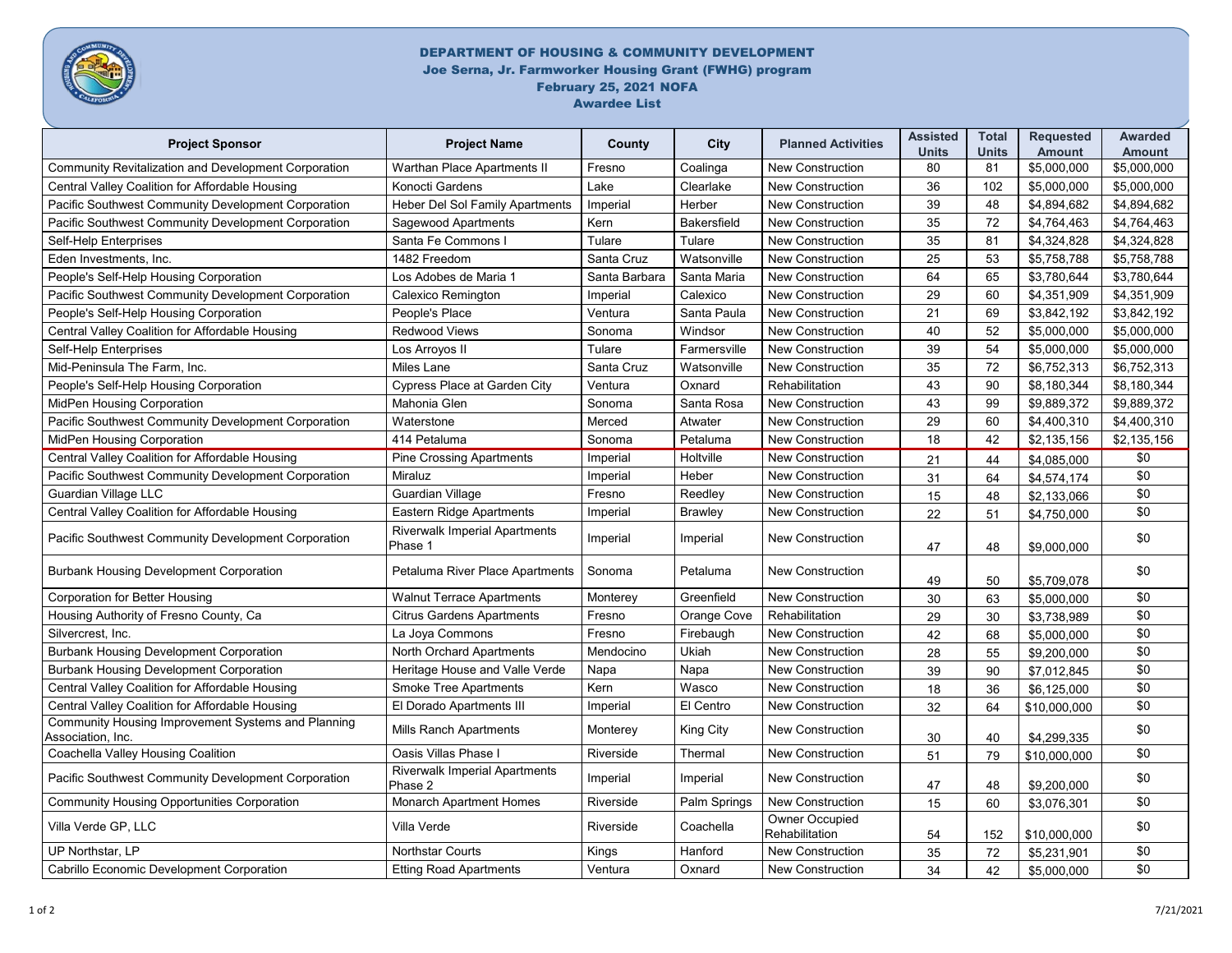# DEPARTMENT OF HOUSING & COMMUNITY DEVELOPMENT

## Joe Serna, Jr. Farmworker Housing Grant (FWHG) program

## February 25, 2021 NOFA

## Awardee List

| Project Sponsor | Project Name | County | City | Planned Activities | Assisted Units | Total Units | Requested Amount | Awarded Amount |
|---|---|---|---|---|---|---|---|---|
| Community Revitalization and Development Corporation | Warthan Place Apartments II | Fresno | Coalinga | New Construction | 80 | 81 | $5,000,000 | $5,000,000 |
| Central Valley Coalition for Affordable Housing | Konocti Gardens | Lake | Clearlake | New Construction | 36 | 102 | $5,000,000 | $5,000,000 |
| Pacific Southwest Community Development Corporation | Heber Del Sol Family Apartments | Imperial | Herber | New Construction | 39 | 48 | $4,894,682 | $4,894,682 |
| Pacific Southwest Community Development Corporation | Sagewood Apartments | Kern | Bakersfield | New Construction | 35 | 72 | $4,764,463 | $4,764,463 |
| Self-Help Enterprises | Santa Fe Commons I | Tulare | Tulare | New Construction | 35 | 81 | $4,324,828 | $4,324,828 |
| Eden Investments, Inc. | 1482 Freedom | Santa Cruz | Watsonville | New Construction | 25 | 53 | $5,758,788 | $5,758,788 |
| People's Self-Help Housing Corporation | Los Adobes de Maria 1 | Santa Barbara | Santa Maria | New Construction | 64 | 65 | $3,780,644 | $3,780,644 |
| Pacific Southwest Community Development Corporation | Calexico Remington | Imperial | Calexico | New Construction | 29 | 60 | $4,351,909 | $4,351,909 |
| People's Self-Help Housing Corporation | People's Place | Ventura | Santa Paula | New Construction | 21 | 69 | $3,842,192 | $3,842,192 |
| Central Valley Coalition for Affordable Housing | Redwood Views | Sonoma | Windsor | New Construction | 40 | 52 | $5,000,000 | $5,000,000 |
| Self-Help Enterprises | Los Arroyos II | Tulare | Farmersville | New Construction | 39 | 54 | $5,000,000 | $5,000,000 |
| Mid-Peninsula The Farm, Inc. | Miles Lane | Santa Cruz | Watsonville | New Construction | 35 | 72 | $6,752,313 | $6,752,313 |
| People's Self-Help Housing Corporation | Cypress Place at Garden City | Ventura | Oxnard | Rehabilitation | 43 | 90 | $8,180,344 | $8,180,344 |
| MidPen Housing Corporation | Mahonia Glen | Sonoma | Santa Rosa | New Construction | 43 | 99 | $9,889,372 | $9,889,372 |
| Pacific Southwest Community Development Corporation | Waterstone | Merced | Atwater | New Construction | 29 | 60 | $4,400,310 | $4,400,310 |
| MidPen Housing Corporation | 414 Petaluma | Sonoma | Petaluma | New Construction | 18 | 42 | $2,135,156 | $2,135,156 |
| Central Valley Coalition for Affordable Housing | Pine Crossing Apartments | Imperial | Holtville | New Construction | 21 | 44 | $4,085,000 | $0 |
| Pacific Southwest Community Development Corporation | Miraluz | Imperial | Heber | New Construction | 31 | 64 | $4,574,174 | $0 |
| Guardian Village LLC | Guardian Village | Fresno | Reedley | New Construction | 15 | 48 | $2,133,066 | $0 |
| Central Valley Coalition for Affordable Housing | Eastern Ridge Apartments | Imperial | Brawley | New Construction | 22 | 51 | $4,750,000 | $0 |
| Pacific Southwest Community Development Corporation | Riverwalk Imperial Apartments Phase 1 | Imperial | Imperial | New Construction | 47 | 48 | $9,000,000 | $0 |
| Burbank Housing Development Corporation | Petaluma River Place Apartments | Sonoma | Petaluma | New Construction | 49 | 50 | $5,709,078 | $0 |
| Corporation for Better Housing | Walnut Terrace Apartments | Monterey | Greenfield | New Construction | 30 | 63 | $5,000,000 | $0 |
| Housing Authority of Fresno County, Ca | Citrus Gardens Apartments | Fresno | Orange Cove | Rehabilitation | 29 | 30 | $3,738,989 | $0 |
| Silvercrest, Inc. | La Joya Commons | Fresno | Firebaugh | New Construction | 42 | 68 | $5,000,000 | $0 |
| Burbank Housing Development Corporation | North Orchard Apartments | Mendocino | Ukiah | New Construction | 28 | 55 | $9,200,000 | $0 |
| Burbank Housing Development Corporation | Heritage House and Valle Verde | Napa | Napa | New Construction | 39 | 90 | $7,012,845 | $0 |
| Central Valley Coalition for Affordable Housing | Smoke Tree Apartments | Kern | Wasco | New Construction | 18 | 36 | $6,125,000 | $0 |
| Central Valley Coalition for Affordable Housing | El Dorado Apartments III | Imperial | El Centro | New Construction | 32 | 64 | $10,000,000 | $0 |
| Community Housing Improvement Systems and Planning Association, Inc. | Mills Ranch Apartments | Monterey | King City | New Construction | 30 | 40 | $4,299,335 | $0 |
| Coachella Valley Housing Coalition | Oasis Villas Phase I | Riverside | Thermal | New Construction | 51 | 79 | $10,000,000 | $0 |
| Pacific Southwest Community Development Corporation | Riverwalk Imperial Apartments Phase 2 | Imperial | Imperial | New Construction | 47 | 48 | $9,200,000 | $0 |
| Community Housing Opportunities Corporation | Monarch Apartment Homes | Riverside | Palm Springs | New Construction | 15 | 60 | $3,076,301 | $0 |
| Villa Verde GP, LLC | Villa Verde | Riverside | Coachella | Owner Occupied Rehabilitation | 54 | 152 | $10,000,000 | $0 |
| UP Northstar, LP | Northstar Courts | Kings | Hanford | New Construction | 35 | 72 | $5,231,901 | $0 |
| Cabrillo Economic Development Corporation | Etting Road Apartments | Ventura | Oxnard | New Construction | 34 | 42 | $5,000,000 | $0 |

7/21/2021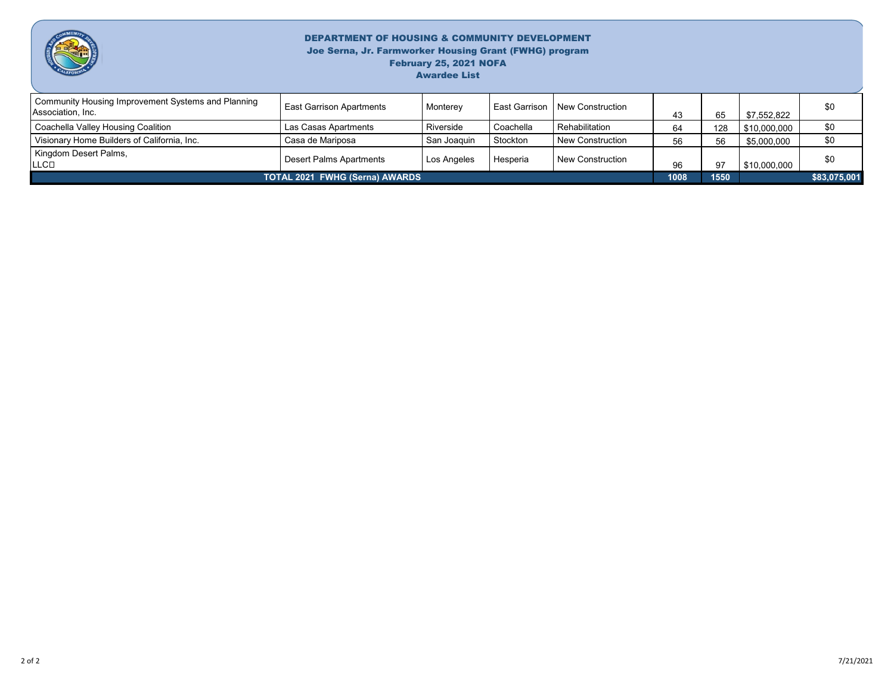# DEPARTMENT OF HOUSING & COMMUNITY DEVELOPMENT

## Joe Serna, Jr. Farmworker Housing Grant (FWHG) program

## February 25, 2021 NOFA

## Awardee List

| | | | | | | | | |
|---|---|---|---|---|---|---|---|---|
| Community Housing Improvement Systems and Planning Association, Inc. | East Garrison Apartments | Monterey | East Garrison | New Construction | 43 | 65 | $7,552,822 | $0 |
| Coachella Valley Housing Coalition | Las Casas Apartments | Riverside | Coachella | Rehabilitation | 64 | 128 | $10,000,000 | $0 |
| Visionary Home Builders of California, Inc. | Casa de Mariposa | San Joaquin | Stockton | New Construction | 56 | 56 | $5,000,000 | $0 |
| Kingdom Desert Palms, LLC□ | Desert Palms Apartments | Los Angeles | Hesperia | New Construction | 96 | 97 | $10,000,000 | $0 |
| **TOTAL 2021 FWHG (Serna) AWARDS** | | | | | **1008** | **1550** | | **$83,075,001** |